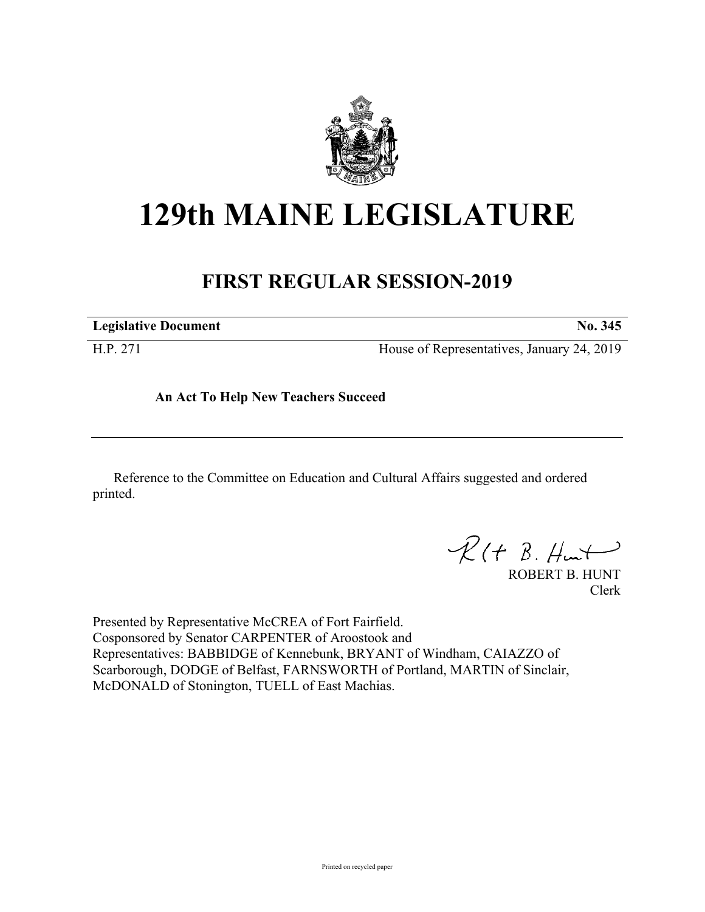# 129th MAINE LEGISLATURE

## FIRST REGULAR SESSION-2019

| **Legislative Document** | **No. 345** |
|---|---|
| H.P. 271 | House of Representatives, January 24, 2019 |

**An Act To Help New Teachers Succeed**

Reference to the Committee on Education and Cultural Affairs suggested and ordered printed.

ROBERT B. HUNT
Clerk

Presented by Representative McCREA of Fort Fairfield.
Cosponsored by Senator CARPENTER of Aroostook and
Representatives: BABBIDGE of Kennebunk, BRYANT of Windham, CAIAZZO of Scarborough, DODGE of Belfast, FARNSWORTH of Portland, MARTIN of Sinclair, McDONALD of Stonington, TUELL of East Machias.

Printed on recycled paper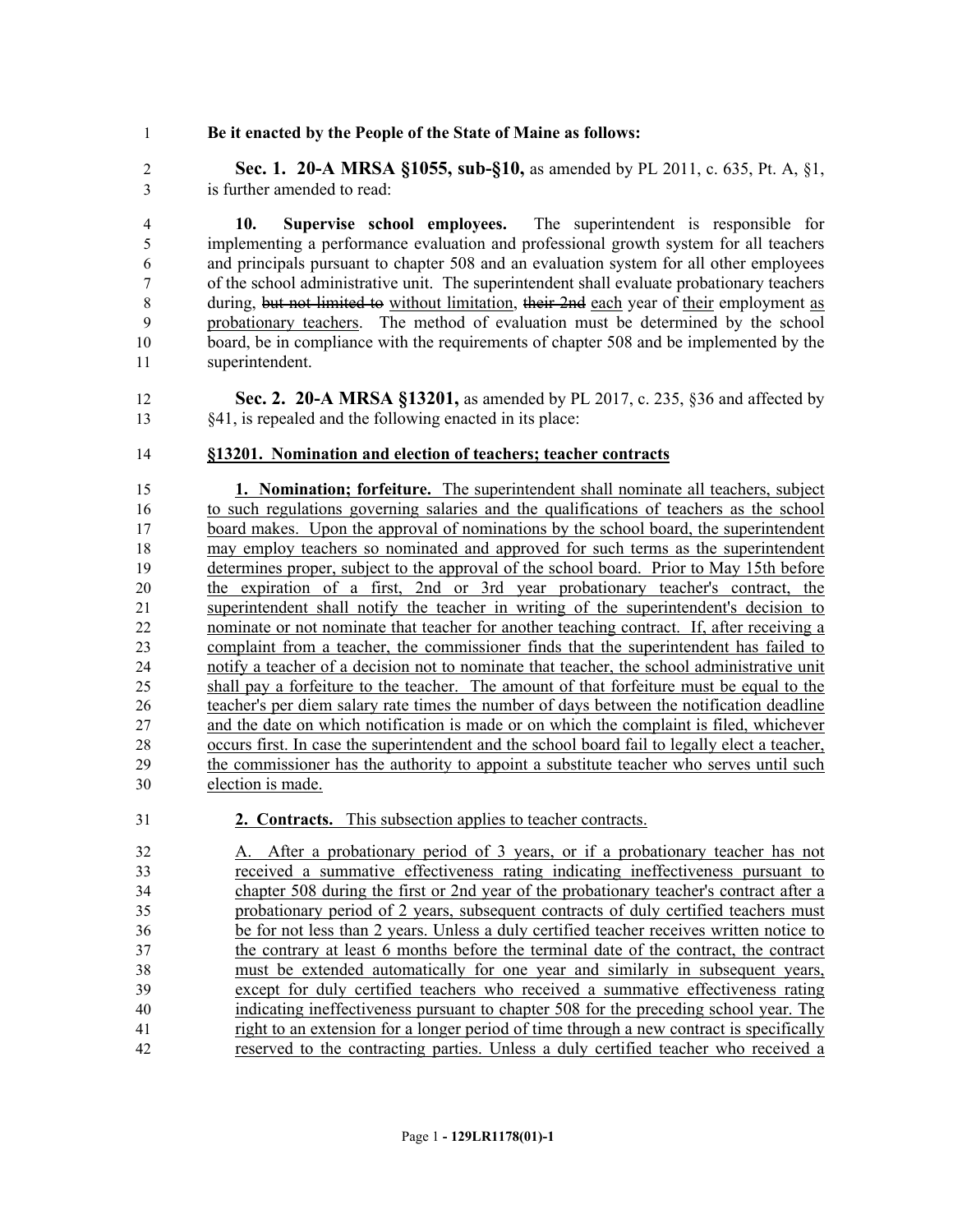**Be it enacted by the People of the State of Maine as follows:**

**Sec. 1. 20-A MRSA §1055, sub-§10,** as amended by PL 2011, c. 635, Pt. A, §1, is further amended to read:

**10. Supervise school employees.** The superintendent is responsible for implementing a performance evaluation and professional growth system for all teachers and principals pursuant to chapter 508 and an evaluation system for all other employees of the school administrative unit. The superintendent shall evaluate probationary teachers during, ~~but not limited to~~ without limitation, ~~their 2nd~~ each year of their employment as probationary teachers. The method of evaluation must be determined by the school board, be in compliance with the requirements of chapter 508 and be implemented by the superintendent.

**Sec. 2. 20-A MRSA §13201,** as amended by PL 2017, c. 235, §36 and affected by §41, is repealed and the following enacted in its place:

**§13201. Nomination and election of teachers; teacher contracts**

**1. Nomination; forfeiture.** The superintendent shall nominate all teachers, subject to such regulations governing salaries and the qualifications of teachers as the school board makes. Upon the approval of nominations by the school board, the superintendent may employ teachers so nominated and approved for such terms as the superintendent determines proper, subject to the approval of the school board. Prior to May 15th before the expiration of a first, 2nd or 3rd year probationary teacher's contract, the superintendent shall notify the teacher in writing of the superintendent's decision to nominate or not nominate that teacher for another teaching contract. If, after receiving a complaint from a teacher, the commissioner finds that the superintendent has failed to notify a teacher of a decision not to nominate that teacher, the school administrative unit shall pay a forfeiture to the teacher. The amount of that forfeiture must be equal to the teacher's per diem salary rate times the number of days between the notification deadline and the date on which notification is made or on which the complaint is filed, whichever occurs first. In case the superintendent and the school board fail to legally elect a teacher, the commissioner has the authority to appoint a substitute teacher who serves until such election is made.

**2. Contracts.** This subsection applies to teacher contracts.

A. After a probationary period of 3 years, or if a probationary teacher has not received a summative effectiveness rating indicating ineffectiveness pursuant to chapter 508 during the first or 2nd year of the probationary teacher's contract after a probationary period of 2 years, subsequent contracts of duly certified teachers must be for not less than 2 years. Unless a duly certified teacher receives written notice to the contrary at least 6 months before the terminal date of the contract, the contract must be extended automatically for one year and similarly in subsequent years, except for duly certified teachers who received a summative effectiveness rating indicating ineffectiveness pursuant to chapter 508 for the preceding school year. The right to an extension for a longer period of time through a new contract is specifically reserved to the contracting parties. Unless a duly certified teacher who received a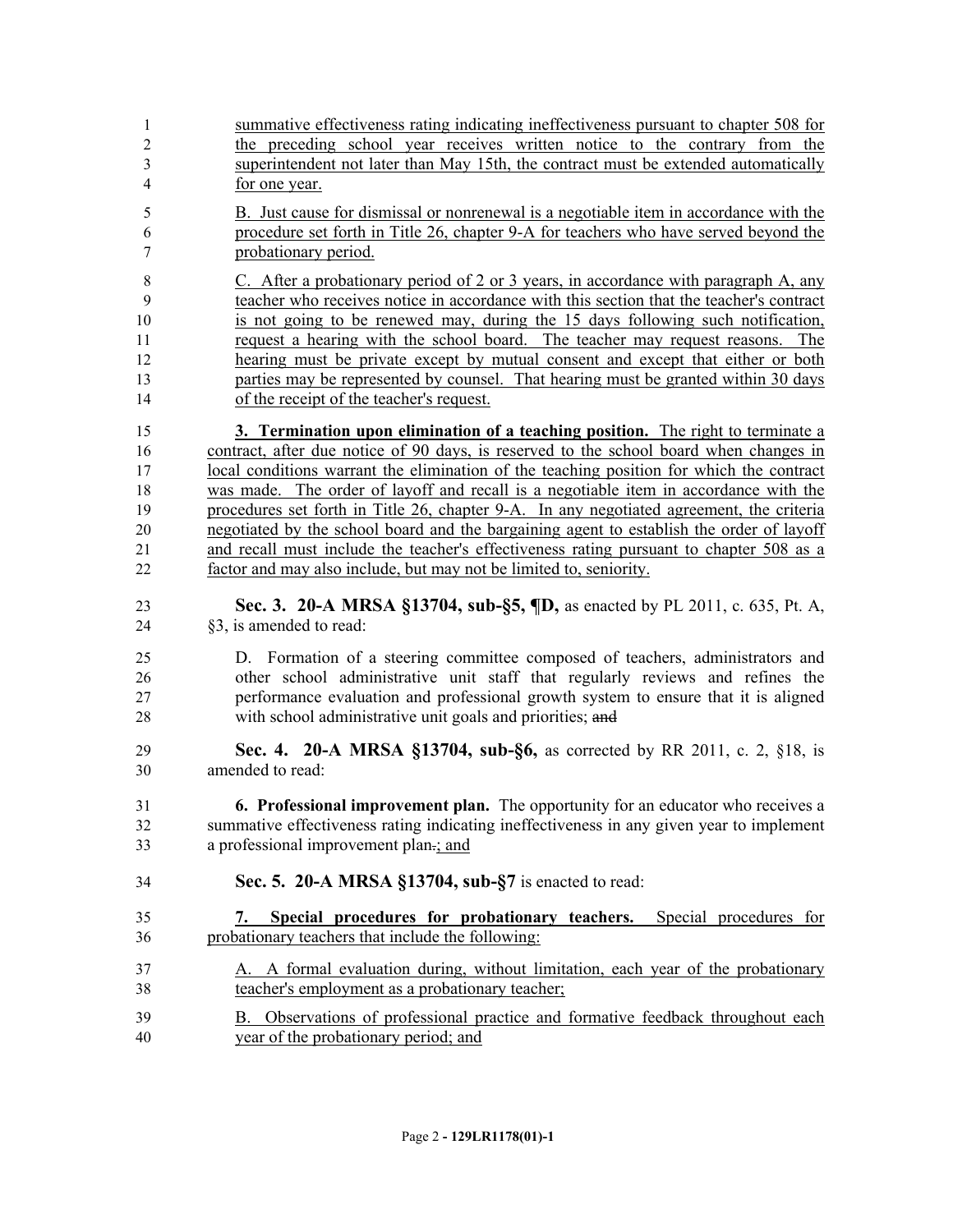summative effectiveness rating indicating ineffectiveness pursuant to chapter 508 for the preceding school year receives written notice to the contrary from the superintendent not later than May 15th, the contract must be extended automatically for one year.

B. Just cause for dismissal or nonrenewal is a negotiable item in accordance with the procedure set forth in Title 26, chapter 9-A for teachers who have served beyond the probationary period.

C. After a probationary period of 2 or 3 years, in accordance with paragraph A, any teacher who receives notice in accordance with this section that the teacher's contract is not going to be renewed may, during the 15 days following such notification, request a hearing with the school board. The teacher may request reasons. The hearing must be private except by mutual consent and except that either or both parties may be represented by counsel. That hearing must be granted within 30 days of the receipt of the teacher's request.

**3. Termination upon elimination of a teaching position.** The right to terminate a contract, after due notice of 90 days, is reserved to the school board when changes in local conditions warrant the elimination of the teaching position for which the contract was made. The order of layoff and recall is a negotiable item in accordance with the procedures set forth in Title 26, chapter 9-A. In any negotiated agreement, the criteria negotiated by the school board and the bargaining agent to establish the order of layoff and recall must include the teacher's effectiveness rating pursuant to chapter 508 as a factor and may also include, but may not be limited to, seniority.

**Sec. 3. 20-A MRSA §13704, sub-§5, ¶D,** as enacted by PL 2011, c. 635, Pt. A, §3, is amended to read:

D. Formation of a steering committee composed of teachers, administrators and other school administrative unit staff that regularly reviews and refines the performance evaluation and professional growth system to ensure that it is aligned with school administrative unit goals and priorities; ~~and~~

**Sec. 4. 20-A MRSA §13704, sub-§6,** as corrected by RR 2011, c. 2, §18, is amended to read:

**6. Professional improvement plan.** The opportunity for an educator who receives a summative effectiveness rating indicating ineffectiveness in any given year to implement a professional improvement plan~~.~~; and

**Sec. 5. 20-A MRSA §13704, sub-§7** is enacted to read:

**7. Special procedures for probationary teachers.** Special procedures for probationary teachers that include the following:

A. A formal evaluation during, without limitation, each year of the probationary teacher's employment as a probationary teacher;

B. Observations of professional practice and formative feedback throughout each year of the probationary period; and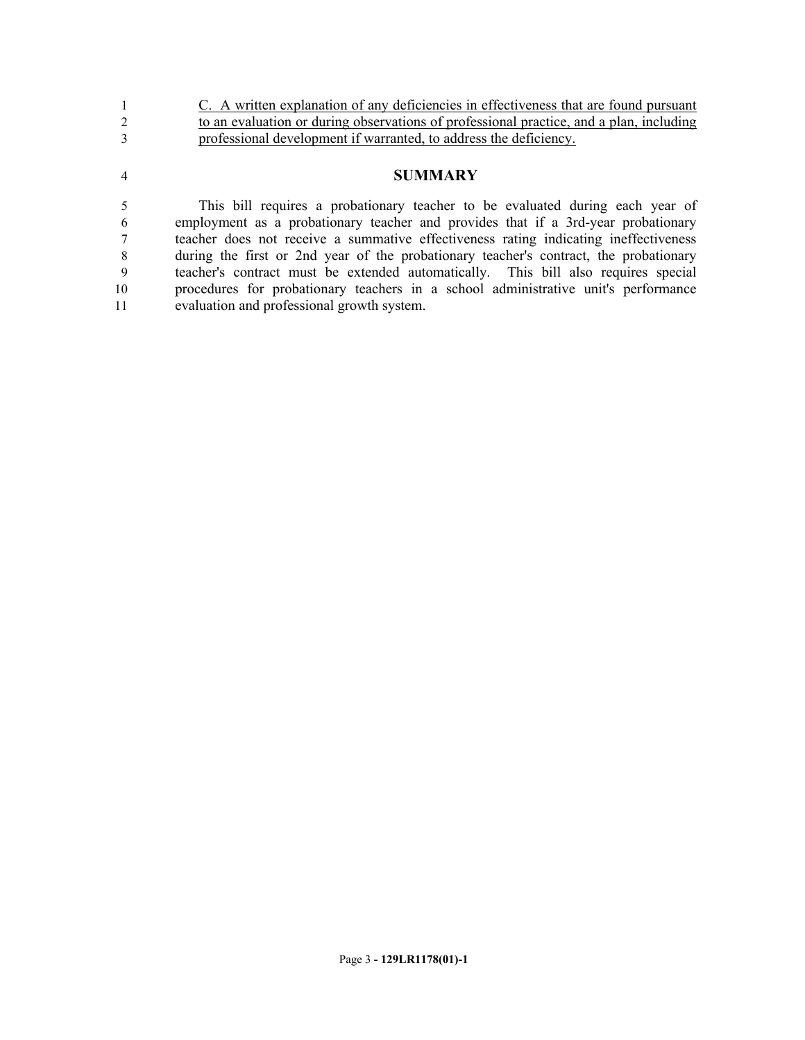C. A written explanation of any deficiencies in effectiveness that are found pursuant to an evaluation or during observations of professional practice, and a plan, including professional development if warranted, to address the deficiency.

## SUMMARY

This bill requires a probationary teacher to be evaluated during each year of employment as a probationary teacher and provides that if a 3rd-year probationary teacher does not receive a summative effectiveness rating indicating ineffectiveness during the first or 2nd year of the probationary teacher's contract, the probationary teacher's contract must be extended automatically. This bill also requires special procedures for probationary teachers in a school administrative unit's performance evaluation and professional growth system.